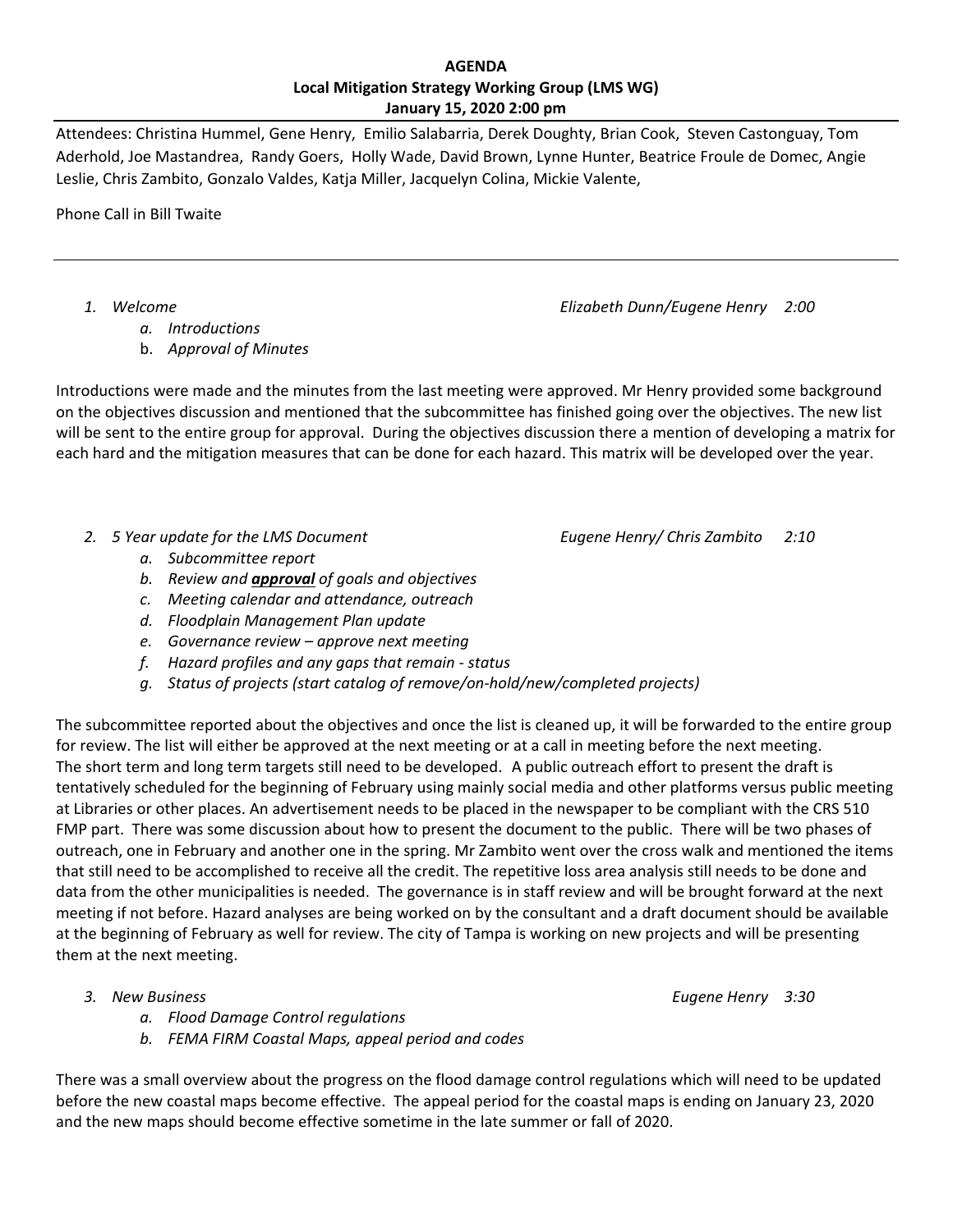**AGENDA**
**Local Mitigation Strategy Working Group (LMS WG)**
**January 15, 2020 2:00 pm**

Attendees: Christina Hummel, Gene Henry, Emilio Salabarria, Derek Doughty, Brian Cook, Steven Castonguay, Tom Aderhold, Joe Mastandrea, Randy Goers, Holly Wade, David Brown, Lynne Hunter, Beatrice Froule de Domec, Angie Leslie, Chris Zambito, Gonzalo Valdes, Katja Miller, Jacquelyn Colina, Mickie Valente,

Phone Call in Bill Twaite

---

1. *Welcome* — *Elizabeth Dunn/Eugene Henry 2:00*
   a. *Introductions*
   b. *Approval of Minutes*

Introductions were made and the minutes from the last meeting were approved. Mr Henry provided some background on the objectives discussion and mentioned that the subcommittee has finished going over the objectives. The new list will be sent to the entire group for approval. During the objectives discussion there a mention of developing a matrix for each hard and the mitigation measures that can be done for each hazard. This matrix will be developed over the year.

2. *5 Year update for the LMS Document* — *Eugene Henry/ Chris Zambito 2:10*
   a. *Subcommittee report*
   b. *Review and* ***approval*** *of goals and objectives*
   c. *Meeting calendar and attendance, outreach*
   d. *Floodplain Management Plan update*
   e. *Governance review – approve next meeting*
   f. *Hazard profiles and any gaps that remain - status*
   g. *Status of projects (start catalog of remove/on-hold/new/completed projects)*

The subcommittee reported about the objectives and once the list is cleaned up, it will be forwarded to the entire group for review. The list will either be approved at the next meeting or at a call in meeting before the next meeting. The short term and long term targets still need to be developed. A public outreach effort to present the draft is tentatively scheduled for the beginning of February using mainly social media and other platforms versus public meeting at Libraries or other places. An advertisement needs to be placed in the newspaper to be compliant with the CRS 510 FMP part. There was some discussion about how to present the document to the public. There will be two phases of outreach, one in February and another one in the spring. Mr Zambito went over the cross walk and mentioned the items that still need to be accomplished to receive all the credit. The repetitive loss area analysis still needs to be done and data from the other municipalities is needed. The governance is in staff review and will be brought forward at the next meeting if not before. Hazard analyses are being worked on by the consultant and a draft document should be available at the beginning of February as well for review. The city of Tampa is working on new projects and will be presenting them at the next meeting.

3. *New Business* — *Eugene Henry 3:30*
   a. *Flood Damage Control regulations*
   b. *FEMA FIRM Coastal Maps, appeal period and codes*

There was a small overview about the progress on the flood damage control regulations which will need to be updated before the new coastal maps become effective. The appeal period for the coastal maps is ending on January 23, 2020 and the new maps should become effective sometime in the late summer or fall of 2020.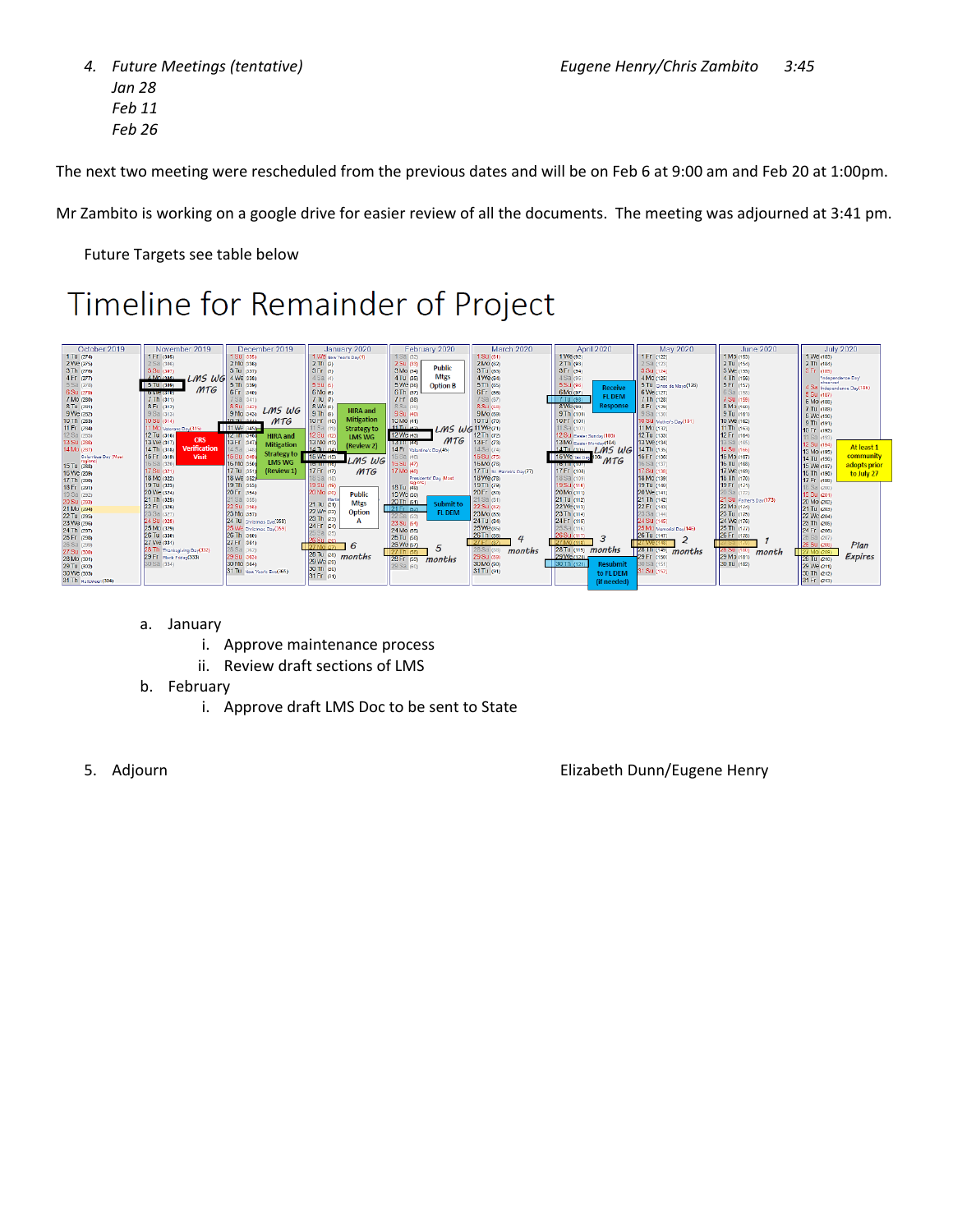4. *Future Meetings (tentative)* *Eugene Henry/Chris Zambito* *3:45*

*Jan 28*
*Feb 11*
*Feb 26*

The next two meeting were rescheduled from the previous dates and will be on Feb 6 at 9:00 am and Feb 20 at 1:00pm.

Mr Zambito is working on a google drive for easier review of all the documents. The meeting was adjourned at 3:41 pm.

Future Targets see table below

# Timeline for Remainder of Project

October 2019
November 2019
December 2019
January 2020
February 2020
March 2020
April 2020
May 2020
June 2020
July 2020

LMS WG MTG
CRS Verification Visit
LMS WG MTG
HIRA and Mitigation Strategy to LMS WG (Review 1)
HIRA and Mitigation Strategy to LMS WG (Review 2)
LMS WG MTG
Public Mtgs Option A
LMS WG MTG
Public Mtgs Option B
Submit to FL DEM
LMS WG MTG
Receive FL DEM Response
Resubmit to FLDEM (if needed)
At least 1 community adopts prior to July 27

6 months
5 months
4 months
3 months
2 months
1 month
Plan Expires

a. January
   i. Approve maintenance process
   ii. Review draft sections of LMS
b. February
   i. Approve draft LMS Doc to be sent to State

5. Adjourn Elizabeth Dunn/Eugene Henry